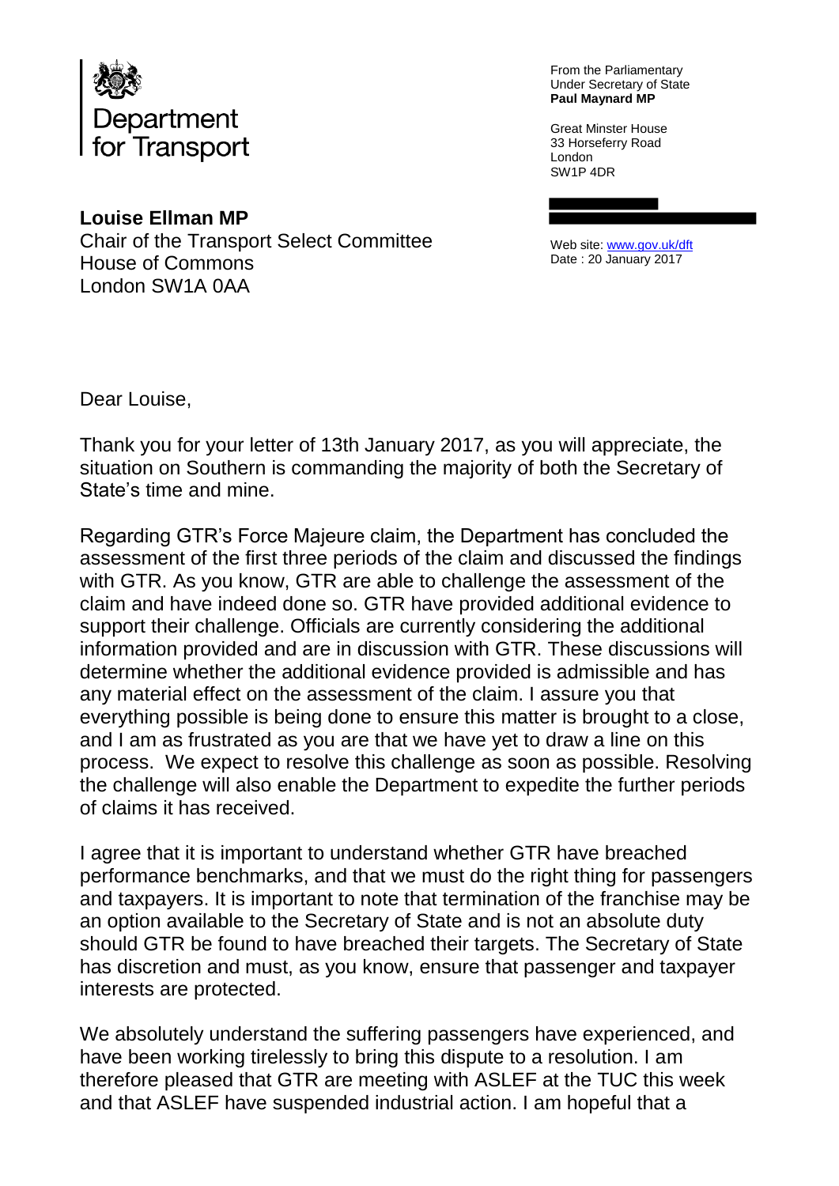Department for Transport

From the Parliamentary Under Secretary of State
**Paul Maynard MP**

Great Minster House
33 Horseferry Road
London
SW1P 4DR

Web site: www.gov.uk/dft
Date : 20 January 2017

**Louise Ellman MP**
Chair of the Transport Select Committee
House of Commons
London SW1A 0AA

Dear Louise,

Thank you for your letter of 13th January 2017, as you will appreciate, the situation on Southern is commanding the majority of both the Secretary of State's time and mine.

Regarding GTR's Force Majeure claim, the Department has concluded the assessment of the first three periods of the claim and discussed the findings with GTR. As you know, GTR are able to challenge the assessment of the claim and have indeed done so. GTR have provided additional evidence to support their challenge. Officials are currently considering the additional information provided and are in discussion with GTR. These discussions will determine whether the additional evidence provided is admissible and has any material effect on the assessment of the claim. I assure you that everything possible is being done to ensure this matter is brought to a close, and I am as frustrated as you are that we have yet to draw a line on this process. We expect to resolve this challenge as soon as possible. Resolving the challenge will also enable the Department to expedite the further periods of claims it has received.

I agree that it is important to understand whether GTR have breached performance benchmarks, and that we must do the right thing for passengers and taxpayers. It is important to note that termination of the franchise may be an option available to the Secretary of State and is not an absolute duty should GTR be found to have breached their targets. The Secretary of State has discretion and must, as you know, ensure that passenger and taxpayer interests are protected.

We absolutely understand the suffering passengers have experienced, and have been working tirelessly to bring this dispute to a resolution. I am therefore pleased that GTR are meeting with ASLEF at the TUC this week and that ASLEF have suspended industrial action. I am hopeful that a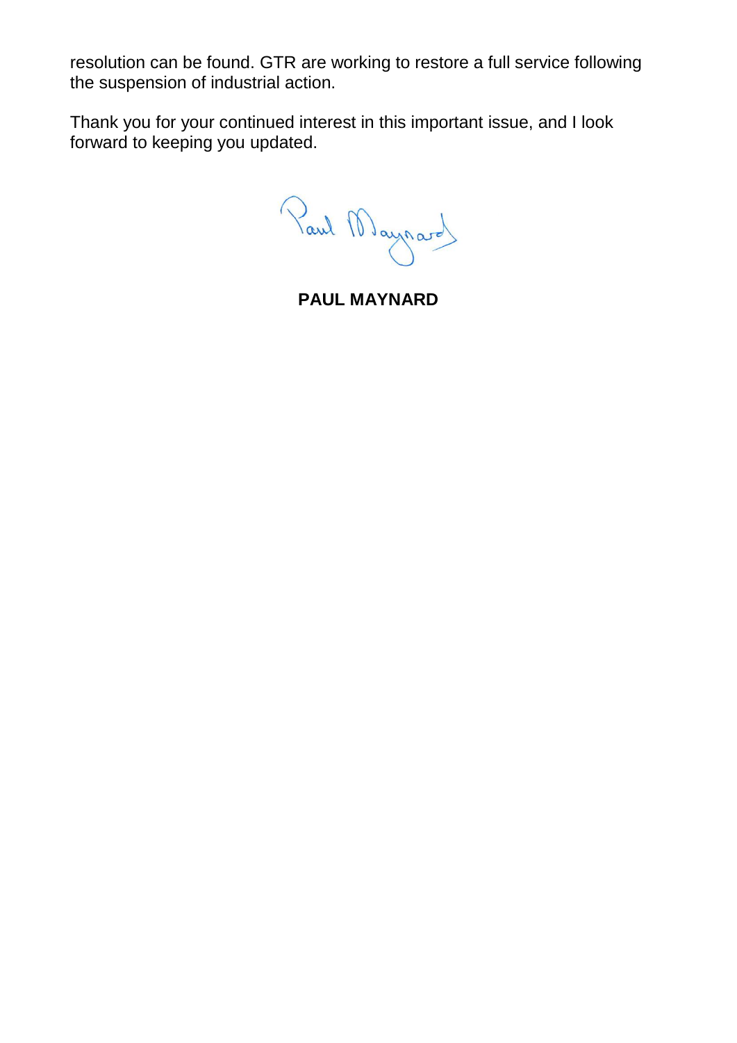resolution can be found. GTR are working to restore a full service following the suspension of industrial action.

Thank you for your continued interest in this important issue, and I look forward to keeping you updated.

**PAUL MAYNARD**